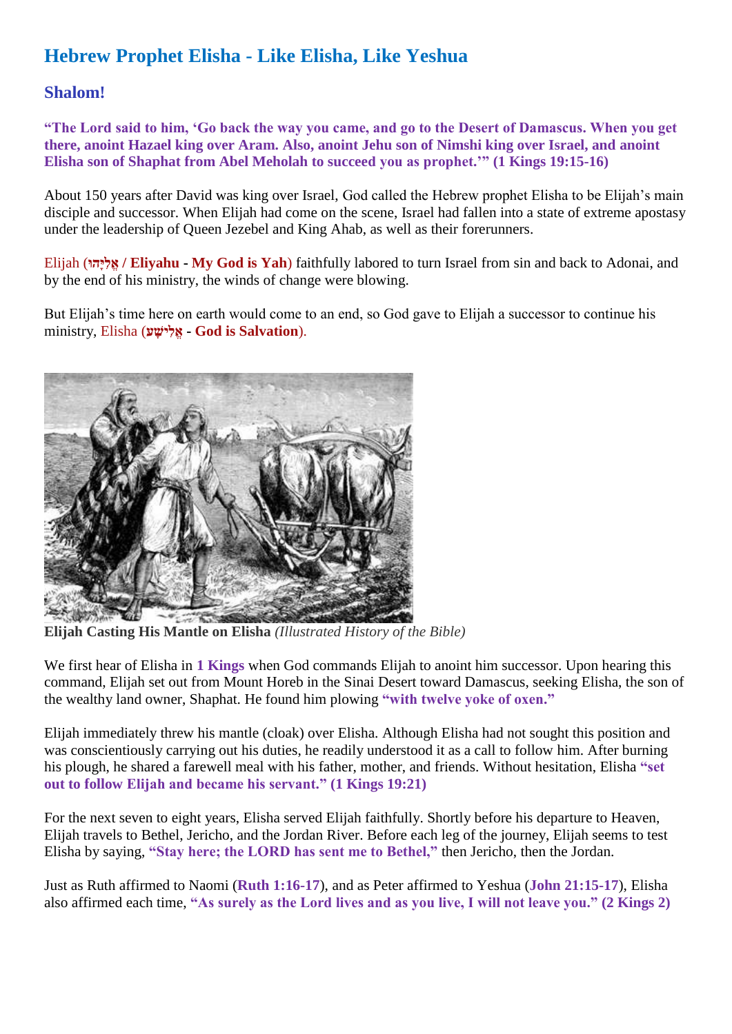# Hebrew Prophet Elisha - Like Elisha, Like Yeshua

## Shalom!

**"The Lord said to him, 'Go back the way you came, and go to the Desert of Damascus. When you get there, anoint Hazael king over Aram. Also, anoint Jehu son of Nimshi king over Israel, and anoint Elisha son of Shaphat from Abel Meholah to succeed you as prophet.'" (1 Kings 19:15-16)**

About 150 years after David was king over Israel, God called the Hebrew prophet Elisha to be Elijah's main disciple and successor. When Elijah had come on the scene, Israel had fallen into a state of extreme apostasy under the leadership of Queen Jezebel and King Ahab, as well as their forerunners.

Elijah (**אֵלִיָּהוּ / Eliyahu - My God is Yah**) faithfully labored to turn Israel from sin and back to Adonai, and by the end of his ministry, the winds of change were blowing.

But Elijah's time here on earth would come to an end, so God gave to Elijah a successor to continue his ministry, Elisha (**אֱלִישָׁע - God is Salvation**).

**Elijah Casting His Mantle on Elisha** *(Illustrated History of the Bible)*

We first hear of Elisha in **1 Kings** when God commands Elijah to anoint him successor. Upon hearing this command, Elijah set out from Mount Horeb in the Sinai Desert toward Damascus, seeking Elisha, the son of the wealthy land owner, Shaphat. He found him plowing **"with twelve yoke of oxen."**

Elijah immediately threw his mantle (cloak) over Elisha. Although Elisha had not sought this position and was conscientiously carrying out his duties, he readily understood it as a call to follow him. After burning his plough, he shared a farewell meal with his father, mother, and friends. Without hesitation, Elisha **"set out to follow Elijah and became his servant." (1 Kings 19:21)**

For the next seven to eight years, Elisha served Elijah faithfully. Shortly before his departure to Heaven, Elijah travels to Bethel, Jericho, and the Jordan River. Before each leg of the journey, Elijah seems to test Elisha by saying, **"Stay here; the LORD has sent me to Bethel,"** then Jericho, then the Jordan.

Just as Ruth affirmed to Naomi (**Ruth 1:16-17**), and as Peter affirmed to Yeshua (**John 21:15-17**), Elisha also affirmed each time, **"As surely as the Lord lives and as you live, I will not leave you." (2 Kings 2)**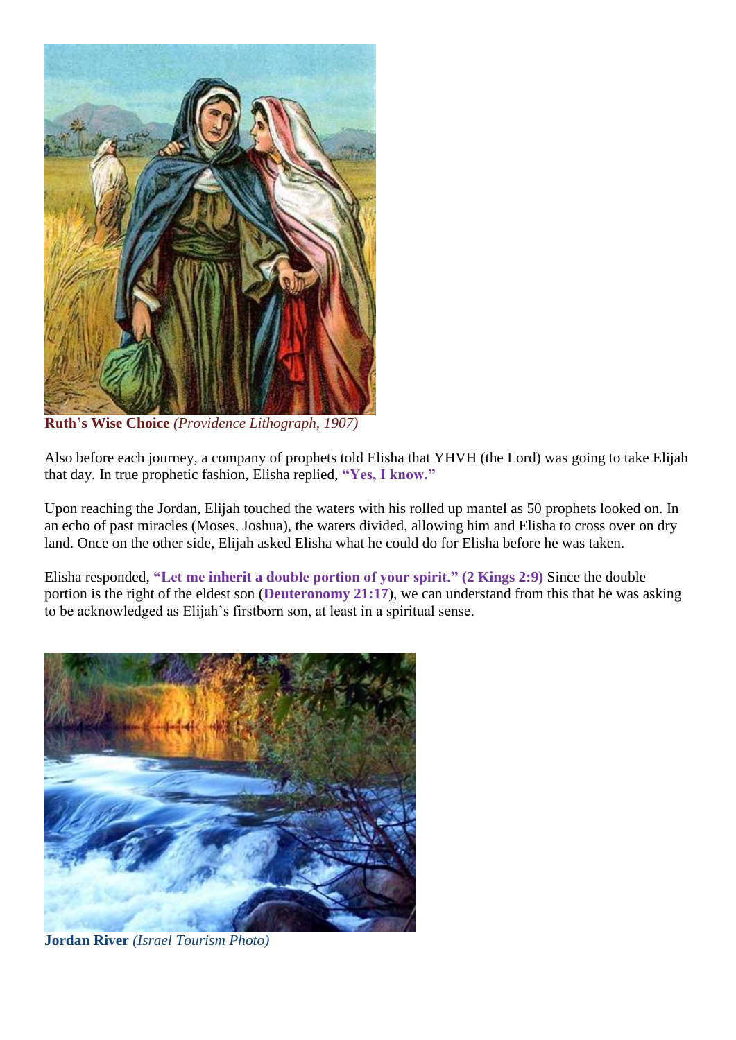**Ruth's Wise Choice** *(Providence Lithograph, 1907)*

Also before each journey, a company of prophets told Elisha that YHVH (the Lord) was going to take Elijah that day. In true prophetic fashion, Elisha replied, **"Yes, I know."**

Upon reaching the Jordan, Elijah touched the waters with his rolled up mantel as 50 prophets looked on. In an echo of past miracles (Moses, Joshua), the waters divided, allowing him and Elisha to cross over on dry land. Once on the other side, Elijah asked Elisha what he could do for Elisha before he was taken.

Elisha responded, **"Let me inherit a double portion of your spirit." (2 Kings 2:9)** Since the double portion is the right of the eldest son (**Deuteronomy 21:17**), we can understand from this that he was asking to be acknowledged as Elijah's firstborn son, at least in a spiritual sense.

**Jordan River** *(Israel Tourism Photo)*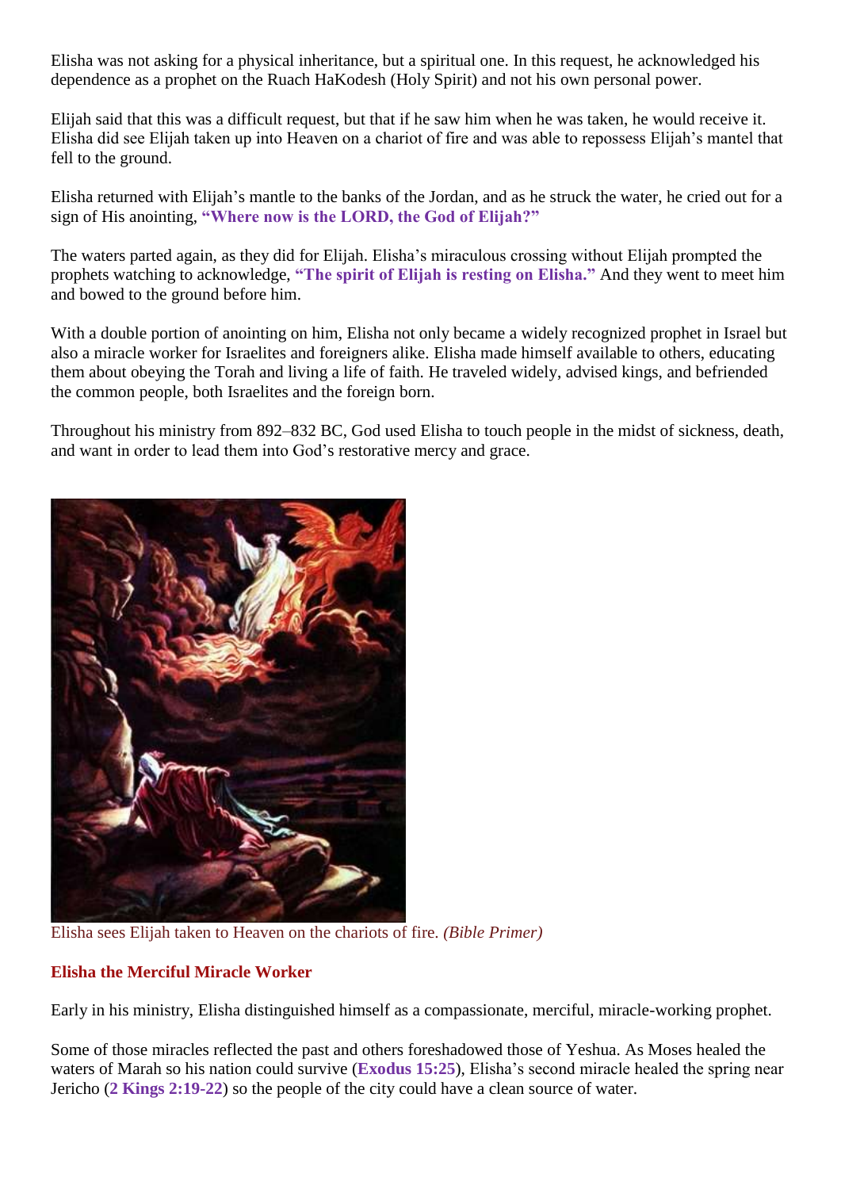Elisha was not asking for a physical inheritance, but a spiritual one. In this request, he acknowledged his dependence as a prophet on the Ruach HaKodesh (Holy Spirit) and not his own personal power.

Elijah said that this was a difficult request, but that if he saw him when he was taken, he would receive it. Elisha did see Elijah taken up into Heaven on a chariot of fire and was able to repossess Elijah's mantel that fell to the ground.

Elisha returned with Elijah's mantle to the banks of the Jordan, and as he struck the water, he cried out for a sign of His anointing, **"Where now is the LORD, the God of Elijah?"**

The waters parted again, as they did for Elijah. Elisha's miraculous crossing without Elijah prompted the prophets watching to acknowledge, **"The spirit of Elijah is resting on Elisha."** And they went to meet him and bowed to the ground before him.

With a double portion of anointing on him, Elisha not only became a widely recognized prophet in Israel but also a miracle worker for Israelites and foreigners alike. Elisha made himself available to others, educating them about obeying the Torah and living a life of faith. He traveled widely, advised kings, and befriended the common people, both Israelites and the foreign born.

Throughout his ministry from 892–832 BC, God used Elisha to touch people in the midst of sickness, death, and want in order to lead them into God's restorative mercy and grace.

Elisha sees Elijah taken to Heaven on the chariots of fire. *(Bible Primer)*

### Elisha the Merciful Miracle Worker

Early in his ministry, Elisha distinguished himself as a compassionate, merciful, miracle-working prophet.

Some of those miracles reflected the past and others foreshadowed those of Yeshua. As Moses healed the waters of Marah so his nation could survive (**Exodus 15:25**), Elisha's second miracle healed the spring near Jericho (**2 Kings 2:19-22**) so the people of the city could have a clean source of water.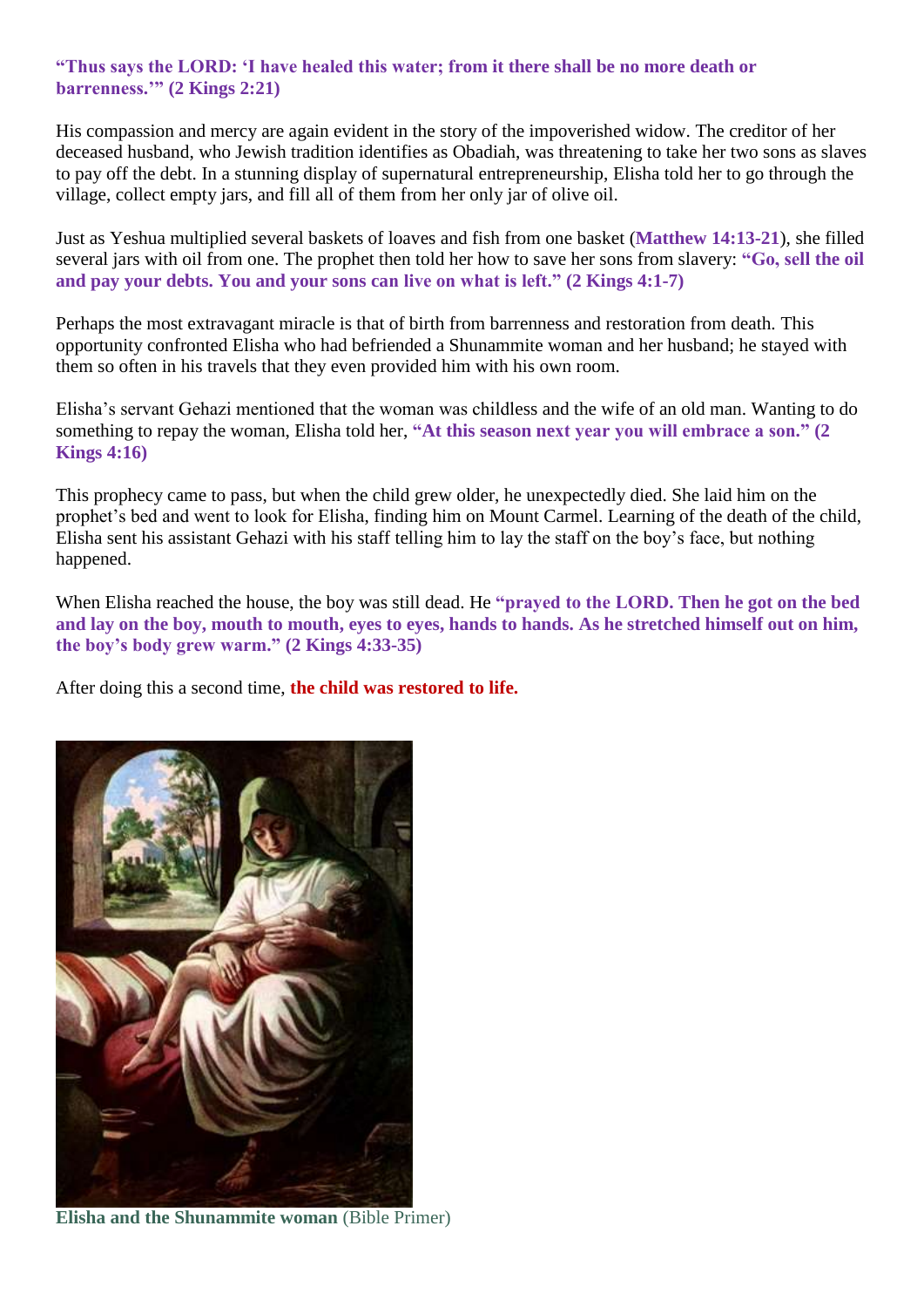**"Thus says the LORD: 'I have healed this water; from it there shall be no more death or barrenness.'" (2 Kings 2:21)**

His compassion and mercy are again evident in the story of the impoverished widow. The creditor of her deceased husband, who Jewish tradition identifies as Obadiah, was threatening to take her two sons as slaves to pay off the debt. In a stunning display of supernatural entrepreneurship, Elisha told her to go through the village, collect empty jars, and fill all of them from her only jar of olive oil.

Just as Yeshua multiplied several baskets of loaves and fish from one basket (**Matthew 14:13-21**), she filled several jars with oil from one. The prophet then told her how to save her sons from slavery: **"Go, sell the oil and pay your debts. You and your sons can live on what is left." (2 Kings 4:1-7)**

Perhaps the most extravagant miracle is that of birth from barrenness and restoration from death. This opportunity confronted Elisha who had befriended a Shunammite woman and her husband; he stayed with them so often in his travels that they even provided him with his own room.

Elisha's servant Gehazi mentioned that the woman was childless and the wife of an old man. Wanting to do something to repay the woman, Elisha told her, **"At this season next year you will embrace a son." (2 Kings 4:16)**

This prophecy came to pass, but when the child grew older, he unexpectedly died. She laid him on the prophet's bed and went to look for Elisha, finding him on Mount Carmel. Learning of the death of the child, Elisha sent his assistant Gehazi with his staff telling him to lay the staff on the boy's face, but nothing happened.

When Elisha reached the house, the boy was still dead. He **"prayed to the LORD. Then he got on the bed and lay on the boy, mouth to mouth, eyes to eyes, hands to hands. As he stretched himself out on him, the boy's body grew warm." (2 Kings 4:33-35)**

After doing this a second time, **the child was restored to life.**

**Elisha and the Shunammite woman** (Bible Primer)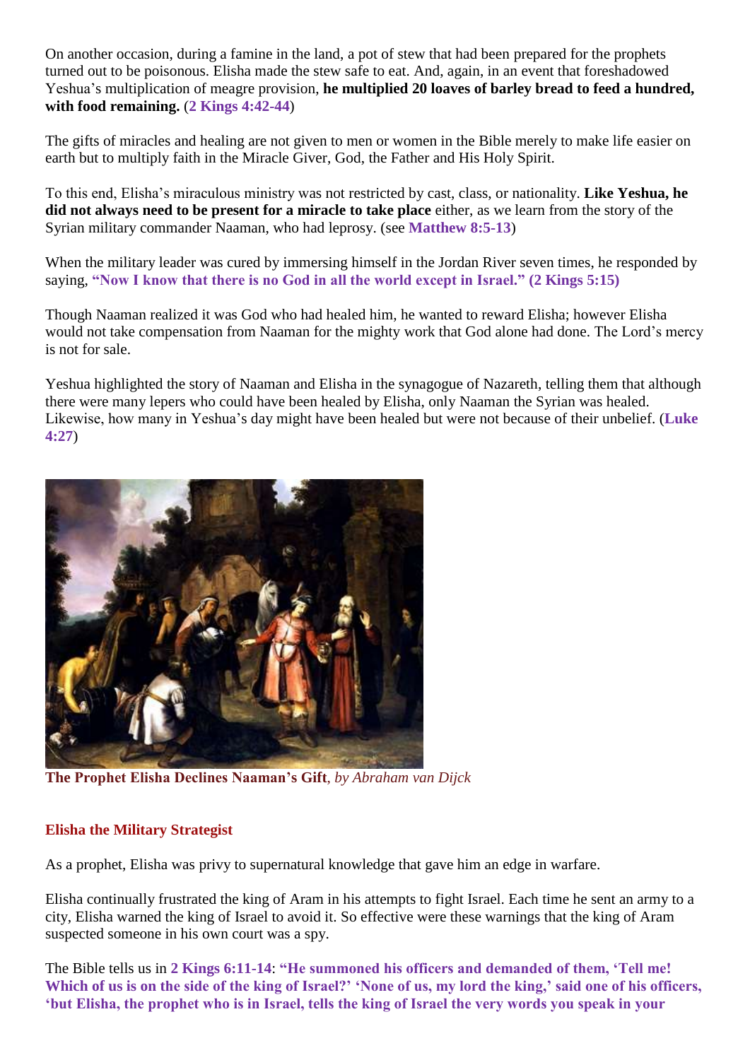On another occasion, during a famine in the land, a pot of stew that had been prepared for the prophets turned out to be poisonous. Elisha made the stew safe to eat. And, again, in an event that foreshadowed Yeshua's multiplication of meagre provision, **he multiplied 20 loaves of barley bread to feed a hundred, with food remaining.** (**2 Kings 4:42-44**)

The gifts of miracles and healing are not given to men or women in the Bible merely to make life easier on earth but to multiply faith in the Miracle Giver, God, the Father and His Holy Spirit.

To this end, Elisha's miraculous ministry was not restricted by cast, class, or nationality. **Like Yeshua, he did not always need to be present for a miracle to take place** either, as we learn from the story of the Syrian military commander Naaman, who had leprosy. (see **Matthew 8:5-13**)

When the military leader was cured by immersing himself in the Jordan River seven times, he responded by saying, **"Now I know that there is no God in all the world except in Israel." (2 Kings 5:15)**

Though Naaman realized it was God who had healed him, he wanted to reward Elisha; however Elisha would not take compensation from Naaman for the mighty work that God alone had done. The Lord's mercy is not for sale.

Yeshua highlighted the story of Naaman and Elisha in the synagogue of Nazareth, telling them that although there were many lepers who could have been healed by Elisha, only Naaman the Syrian was healed. Likewise, how many in Yeshua's day might have been healed but were not because of their unbelief. (**Luke 4:27**)

**The Prophet Elisha Declines Naaman's Gift**, *by Abraham van Dijck*

## Elisha the Military Strategist

As a prophet, Elisha was privy to supernatural knowledge that gave him an edge in warfare.

Elisha continually frustrated the king of Aram in his attempts to fight Israel. Each time he sent an army to a city, Elisha warned the king of Israel to avoid it. So effective were these warnings that the king of Aram suspected someone in his own court was a spy.

The Bible tells us in **2 Kings 6:11-14**: **"He summoned his officers and demanded of them, 'Tell me! Which of us is on the side of the king of Israel?' 'None of us, my lord the king,' said one of his officers, 'but Elisha, the prophet who is in Israel, tells the king of Israel the very words you speak in your**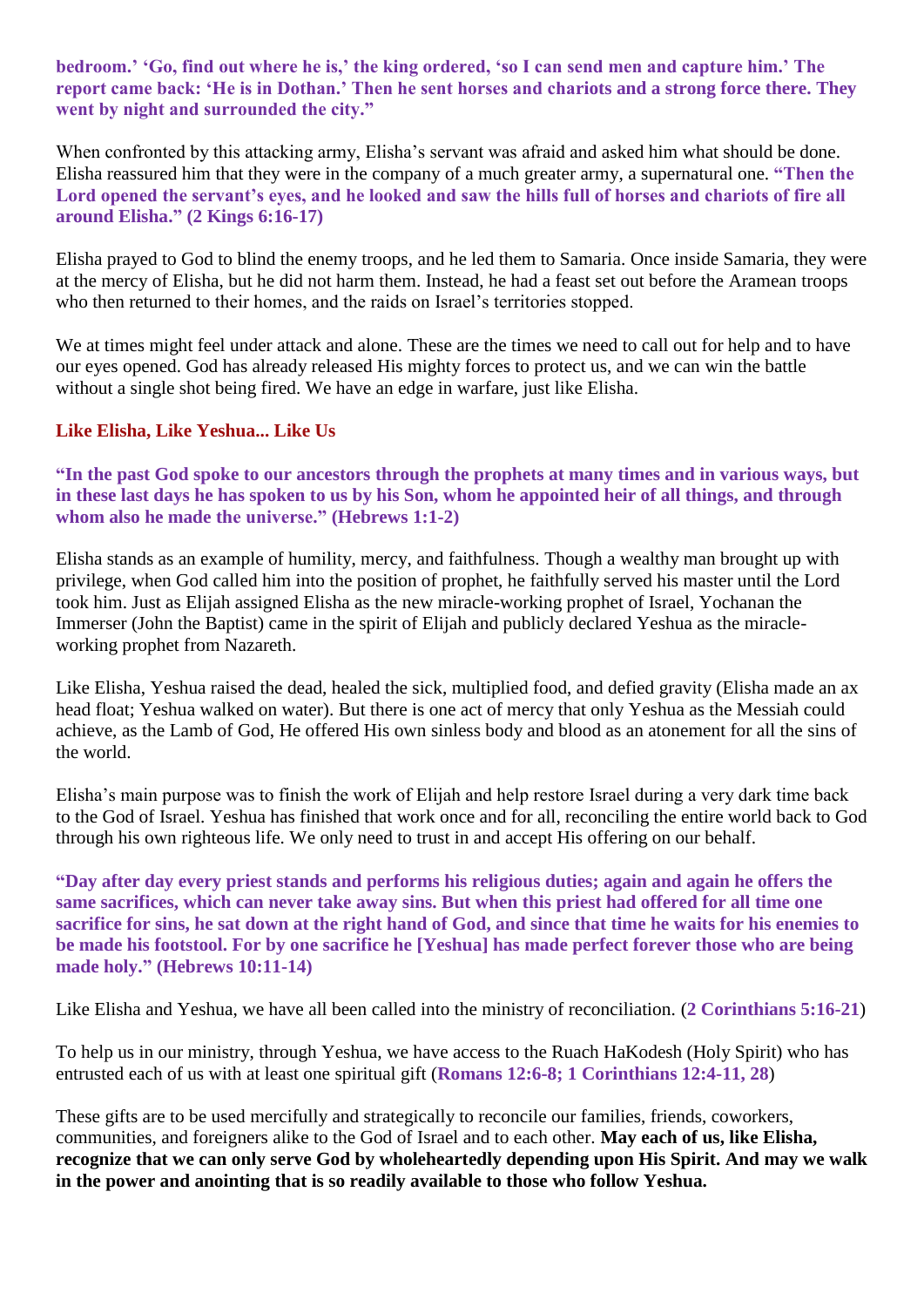**bedroom.' 'Go, find out where he is,' the king ordered, 'so I can send men and capture him.' The report came back: 'He is in Dothan.' Then he sent horses and chariots and a strong force there. They went by night and surrounded the city."**

When confronted by this attacking army, Elisha's servant was afraid and asked him what should be done. Elisha reassured him that they were in the company of a much greater army, a supernatural one. **"Then the Lord opened the servant's eyes, and he looked and saw the hills full of horses and chariots of fire all around Elisha." (2 Kings 6:16-17)**

Elisha prayed to God to blind the enemy troops, and he led them to Samaria. Once inside Samaria, they were at the mercy of Elisha, but he did not harm them. Instead, he had a feast set out before the Aramean troops who then returned to their homes, and the raids on Israel's territories stopped.

We at times might feel under attack and alone. These are the times we need to call out for help and to have our eyes opened. God has already released His mighty forces to protect us, and we can win the battle without a single shot being fired. We have an edge in warfare, just like Elisha.

### Like Elisha, Like Yeshua... Like Us

**"In the past God spoke to our ancestors through the prophets at many times and in various ways, but in these last days he has spoken to us by his Son, whom he appointed heir of all things, and through whom also he made the universe." (Hebrews 1:1-2)**

Elisha stands as an example of humility, mercy, and faithfulness. Though a wealthy man brought up with privilege, when God called him into the position of prophet, he faithfully served his master until the Lord took him. Just as Elijah assigned Elisha as the new miracle-working prophet of Israel, Yochanan the Immerser (John the Baptist) came in the spirit of Elijah and publicly declared Yeshua as the miracle-working prophet from Nazareth.

Like Elisha, Yeshua raised the dead, healed the sick, multiplied food, and defied gravity (Elisha made an ax head float; Yeshua walked on water). But there is one act of mercy that only Yeshua as the Messiah could achieve, as the Lamb of God, He offered His own sinless body and blood as an atonement for all the sins of the world.

Elisha's main purpose was to finish the work of Elijah and help restore Israel during a very dark time back to the God of Israel. Yeshua has finished that work once and for all, reconciling the entire world back to God through his own righteous life. We only need to trust in and accept His offering on our behalf.

**"Day after day every priest stands and performs his religious duties; again and again he offers the same sacrifices, which can never take away sins. But when this priest had offered for all time one sacrifice for sins, he sat down at the right hand of God, and since that time he waits for his enemies to be made his footstool. For by one sacrifice he [Yeshua] has made perfect forever those who are being made holy." (Hebrews 10:11-14)**

Like Elisha and Yeshua, we have all been called into the ministry of reconciliation. (**2 Corinthians 5:16-21**)

To help us in our ministry, through Yeshua, we have access to the Ruach HaKodesh (Holy Spirit) who has entrusted each of us with at least one spiritual gift (**Romans 12:6-8; 1 Corinthians 12:4-11, 28**)

These gifts are to be used mercifully and strategically to reconcile our families, friends, coworkers, communities, and foreigners alike to the God of Israel and to each other. **May each of us, like Elisha, recognize that we can only serve God by wholeheartedly depending upon His Spirit. And may we walk in the power and anointing that is so readily available to those who follow Yeshua.**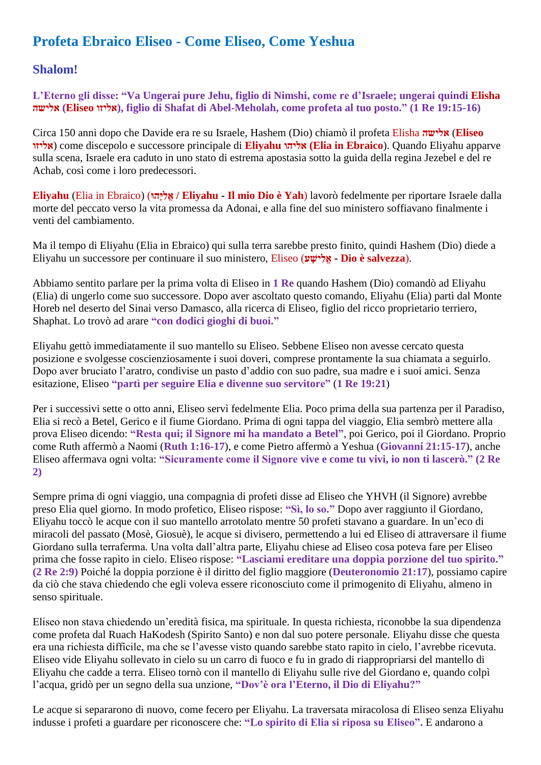# Profeta Ebraico Eliseo - Come Eliseo, Come Yeshua

## Shalom!

**L'Eterno gli disse: "Va Ungerai pure Jehu, figlio di Nimshi, come re d'Israele; ungerai quindi Elisha אלישה (Eliseo אליזו), figlio di Shafat di Abel-Meholah, come profeta al tuo posto." (1 Re 19:15-16)**

Circa 150 anni dopo che Davide era re su Israele, Hashem (Dio) chiamò il profeta Elisha **אלישה** (**Eliseo אליזו**) come discepolo e successore principale di **Eliyahu אליהו (Elia in Ebraico**). Quando Eliyahu apparve sulla scena, Israele era caduto in uno stato di estrema apostasia sotto la guida della regina Jezebel e del re Achab, così come i loro predecessori.

**Eliyahu** (Elia in Ebraico) (**אֵלִיָּהוּ / Eliyahu - Il mio Dio è Yah**) lavorò fedelmente per riportare Israele dalla morte del peccato verso la vita promessa da Adonai, e alla fine del suo ministero soffiavano finalmente i venti del cambiamento.

Ma il tempo di Eliyahu (Elia in Ebraico) qui sulla terra sarebbe presto finito, quindi Hashem (Dio) diede a Eliyahu un successore per continuare il suo ministero, Eliseo (**אֱלִישָׁע - Dio è salvezza**).

Abbiamo sentito parlare per la prima volta di Eliseo in **1 Re** quando Hashem (Dio) comandò ad Eliyahu (Elia) di ungerlo come suo successore. Dopo aver ascoltato questo comando, Eliyahu (Elia) partì dal Monte Horeb nel deserto del Sinai verso Damasco, alla ricerca di Eliseo, figlio del ricco proprietario terriero, Shaphat. Lo trovò ad arare **"con dodici gioghi di buoi."**

Eliyahu gettò immediatamente il suo mantello su Eliseo. Sebbene Eliseo non avesse cercato questa posizione e svolgesse coscienziosamente i suoi doveri, comprese prontamente la sua chiamata a seguirlo. Dopo aver bruciato l'aratro, condivise un pasto d'addio con suo padre, sua madre e i suoi amici. Senza esitazione, Eliseo **"partì per seguire Elia e divenne suo servitore"** (**1 Re 19:21**)

Per i successivi sette o otto anni, Eliseo servì fedelmente Elia. Poco prima della sua partenza per il Paradiso, Elia si recò a Betel, Gerico e il fiume Giordano. Prima di ogni tappa del viaggio, Elia sembrò mettere alla prova Eliseo dicendo: **"Resta qui; il Signore mi ha mandato a Betel"**, poi Gerico, poi il Giordano. Proprio come Ruth affermò a Naomi (**Ruth 1:16-17**), e come Pietro affermò a Yeshua (**Giovanni 21:15-17**), anche Eliseo affermava ogni volta: **"Sicuramente come il Signore vive e come tu vivi, io non ti lascerò." (2 Re 2)**

Sempre prima di ogni viaggio, una compagnia di profeti disse ad Eliseo che YHVH (il Signore) avrebbe preso Elia quel giorno. In modo profetico, Eliseo rispose: **"Sì, lo so."** Dopo aver raggiunto il Giordano, Eliyahu toccò le acque con il suo mantello arrotolato mentre 50 profeti stavano a guardare. In un'eco di miracoli del passato (Mosè, Giosuè), le acque si divisero, permettendo a lui ed Eliseo di attraversare il fiume Giordano sulla terraferma. Una volta dall'altra parte, Eliyahu chiese ad Eliseo cosa poteva fare per Eliseo prima che fosse rapito in cielo. Eliseo rispose: **"Lasciami ereditare una doppia porzione del tuo spirito." (2 Re 2:9)** Poiché la doppia porzione è il diritto del figlio maggiore (**Deuteronomio 21:17**), possiamo capire da ciò che stava chiedendo che egli voleva essere riconosciuto come il primogenito di Eliyahu, almeno in senso spirituale.

Eliseo non stava chiedendo un'eredità fisica, ma spirituale. In questa richiesta, riconobbe la sua dipendenza come profeta dal Ruach HaKodesh (Spirito Santo) e non dal suo potere personale. Eliyahu disse che questa era una richiesta difficile, ma che se l'avesse visto quando sarebbe stato rapito in cielo, l'avrebbe ricevuta. Eliseo vide Eliyahu sollevato in cielo su un carro di fuoco e fu in grado di riappropriarsi del mantello di Eliyahu che cadde a terra. Eliseo tornò con il mantello di Eliyahu sulle rive del Giordano e, quando colpì l'acqua, gridò per un segno della sua unzione, **"Dov'è ora l'Eterno, il Dio di Eliyahu?"**

Le acque si separarono di nuovo, come fecero per Eliyahu. La traversata miracolosa di Eliseo senza Eliyahu indusse i profeti a guardare per riconoscere che: **"Lo spirito di Elia si riposa su Eliseo".** E andarono a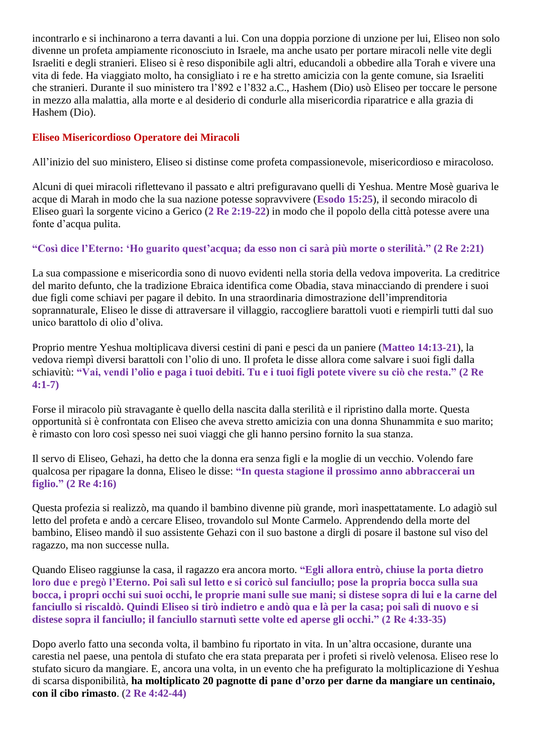incontrarlo e si inchinarono a terra davanti a lui. Con una doppia porzione di unzione per lui, Eliseo non solo divenne un profeta ampiamente riconosciuto in Israele, ma anche usato per portare miracoli nelle vite degli Israeliti e degli stranieri. Eliseo si è reso disponibile agli altri, educandoli a obbedire alla Torah e vivere una vita di fede. Ha viaggiato molto, ha consigliato i re e ha stretto amicizia con la gente comune, sia Israeliti che stranieri. Durante il suo ministero tra l'892 e l'832 a.C., Hashem (Dio) usò Eliseo per toccare le persone in mezzo alla malattia, alla morte e al desiderio di condurle alla misericordia riparatrice e alla grazia di Hashem (Dio).

## Eliseo Misericordioso Operatore dei Miracoli

All'inizio del suo ministero, Eliseo si distinse come profeta compassionevole, misericordioso e miracoloso.

Alcuni di quei miracoli riflettevano il passato e altri prefiguravano quelli di Yeshua. Mentre Mosè guariva le acque di Marah in modo che la sua nazione potesse sopravvivere (**Esodo 15:25**), il secondo miracolo di Eliseo guarì la sorgente vicino a Gerico (**2 Re 2:19-22**) in modo che il popolo della città potesse avere una fonte d'acqua pulita.

**"Così dice l'Eterno: 'Ho guarito quest'acqua; da esso non ci sarà più morte o sterilità." (2 Re 2:21)**

La sua compassione e misericordia sono di nuovo evidenti nella storia della vedova impoverita. La creditrice del marito defunto, che la tradizione Ebraica identifica come Obadia, stava minacciando di prendere i suoi due figli come schiavi per pagare il debito. In una straordinaria dimostrazione dell'imprenditoria soprannaturale, Eliseo le disse di attraversare il villaggio, raccogliere barattoli vuoti e riempirli tutti dal suo unico barattolo di olio d'oliva.

Proprio mentre Yeshua moltiplicava diversi cestini di pani e pesci da un paniere (**Matteo 14:13-21**), la vedova riempì diversi barattoli con l'olio di uno. Il profeta le disse allora come salvare i suoi figli dalla schiavitù: **"Vai, vendi l'olio e paga i tuoi debiti. Tu e i tuoi figli potete vivere su ciò che resta." (2 Re 4:1-7)**

Forse il miracolo più stravagante è quello della nascita dalla sterilità e il ripristino dalla morte. Questa opportunità si è confrontata con Eliseo che aveva stretto amicizia con una donna Shunammita e suo marito; è rimasto con loro così spesso nei suoi viaggi che gli hanno persino fornito la sua stanza.

Il servo di Eliseo, Gehazi, ha detto che la donna era senza figli e la moglie di un vecchio. Volendo fare qualcosa per ripagare la donna, Eliseo le disse: **"In questa stagione il prossimo anno abbraccerai un figlio." (2 Re 4:16)**

Questa profezia si realizzò, ma quando il bambino divenne più grande, morì inaspettatamente. Lo adagiò sul letto del profeta e andò a cercare Eliseo, trovandolo sul Monte Carmelo. Apprendendo della morte del bambino, Eliseo mandò il suo assistente Gehazi con il suo bastone a dirgli di posare il bastone sul viso del ragazzo, ma non successe nulla.

Quando Eliseo raggiunse la casa, il ragazzo era ancora morto. **"Egli allora entrò, chiuse la porta dietro loro due e pregò l'Eterno. Poi salì sul letto e si coricò sul fanciullo; pose la propria bocca sulla sua bocca, i propri occhi sui suoi occhi, le proprie mani sulle sue mani; si distese sopra di lui e la carne del fanciullo si riscaldò. Quindi Eliseo si tirò indietro e andò qua e là per la casa; poi salì di nuovo e si distese sopra il fanciullo; il fanciullo starnutì sette volte ed aperse gli occhi." (2 Re 4:33-35)**

Dopo averlo fatto una seconda volta, il bambino fu riportato in vita. In un'altra occasione, durante una carestia nel paese, una pentola di stufato che era stata preparata per i profeti si rivelò velenosa. Eliseo rese lo stufato sicuro da mangiare. E, ancora una volta, in un evento che ha prefigurato la moltiplicazione di Yeshua di scarsa disponibilità, **ha moltiplicato 20 pagnotte di pane d'orzo per darne da mangiare un centinaio, con il cibo rimasto**. (**2 Re 4:42-44)**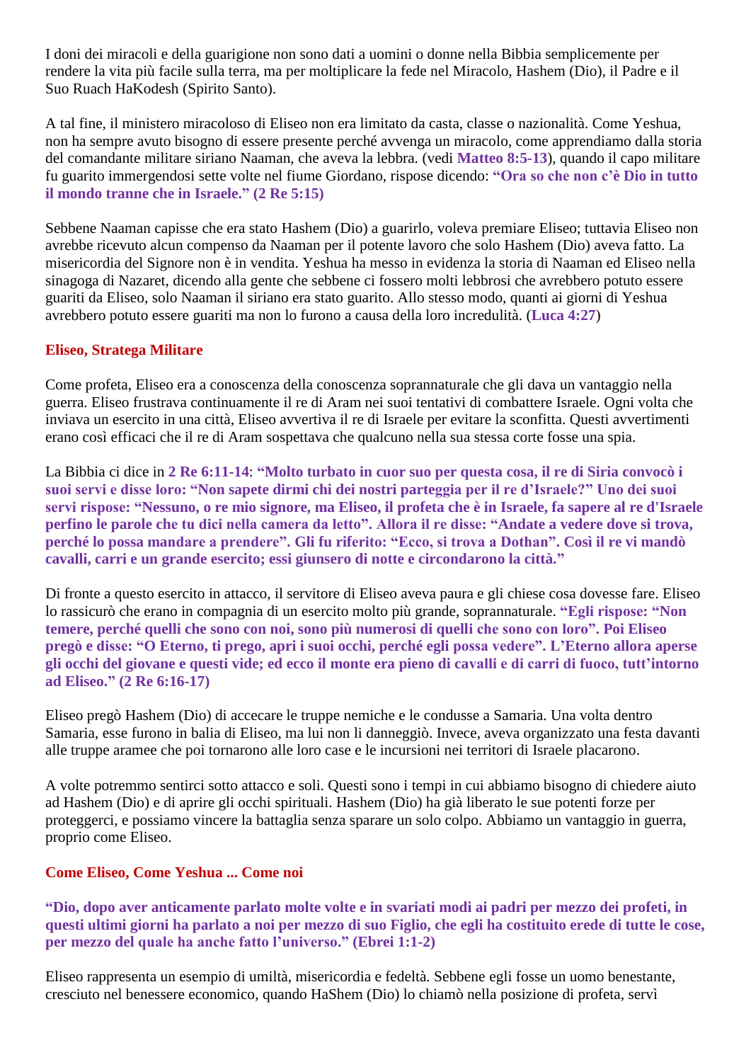I doni dei miracoli e della guarigione non sono dati a uomini o donne nella Bibbia semplicemente per rendere la vita più facile sulla terra, ma per moltiplicare la fede nel Miracolo, Hashem (Dio), il Padre e il Suo Ruach HaKodesh (Spirito Santo).

A tal fine, il ministero miracoloso di Eliseo non era limitato da casta, classe o nazionalità. Come Yeshua, non ha sempre avuto bisogno di essere presente perché avvenga un miracolo, come apprendiamo dalla storia del comandante militare siriano Naaman, che aveva la lebbra. (vedi **Matteo 8:5-13**), quando il capo militare fu guarito immergendosi sette volte nel fiume Giordano, rispose dicendo: **“Ora so che non c’è Dio in tutto il mondo tranne che in Israele.” (2 Re 5:15)**

Sebbene Naaman capisse che era stato Hashem (Dio) a guarirlo, voleva premiare Eliseo; tuttavia Eliseo non avrebbe ricevuto alcun compenso da Naaman per il potente lavoro che solo Hashem (Dio) aveva fatto. La misericordia del Signore non è in vendita. Yeshua ha messo in evidenza la storia di Naaman ed Eliseo nella sinagoga di Nazaret, dicendo alla gente che sebbene ci fossero molti lebbrosi che avrebbero potuto essere guariti da Eliseo, solo Naaman il siriano era stato guarito. Allo stesso modo, quanti ai giorni di Yeshua avrebbero potuto essere guariti ma non lo furono a causa della loro incredulità. (**Luca 4:27**)

## Eliseo, Stratega Militare

Come profeta, Eliseo era a conoscenza della conoscenza soprannaturale che gli dava un vantaggio nella guerra. Eliseo frustrava continuamente il re di Aram nei suoi tentativi di combattere Israele. Ogni volta che inviava un esercito in una città, Eliseo avvertiva il re di Israele per evitare la sconfitta. Questi avvertimenti erano così efficaci che il re di Aram sospettava che qualcuno nella sua stessa corte fosse una spia.

La Bibbia ci dice in **2 Re 6:11-14**: **“Molto turbato in cuor suo per questa cosa, il re di Siria convocò i suoi servi e disse loro: “Non sapete dirmi chi dei nostri parteggia per il re d’Israele?” Uno dei suoi servi rispose: “Nessuno, o re mio signore, ma Eliseo, il profeta che è in Israele, fa sapere al re d'Israele perfino le parole che tu dici nella camera da letto”. Allora il re disse: “Andate a vedere dove si trova, perché lo possa mandare a prendere”. Gli fu riferito: “Ecco, si trova a Dothan”. Così il re vi mandò cavalli, carri e un grande esercito; essi giunsero di notte e circondarono la città.”**

Di fronte a questo esercito in attacco, il servitore di Eliseo aveva paura e gli chiese cosa dovesse fare. Eliseo lo rassicurò che erano in compagnia di un esercito molto più grande, soprannaturale. **“Egli rispose: “Non temere, perché quelli che sono con noi, sono più numerosi di quelli che sono con loro”. Poi Eliseo pregò e disse: “O Eterno, ti prego, apri i suoi occhi, perché egli possa vedere”. L’Eterno allora aperse gli occhi del giovane e questi vide; ed ecco il monte era pieno di cavalli e di carri di fuoco, tutt’intorno ad Eliseo.” (2 Re 6:16-17)**

Eliseo pregò Hashem (Dio) di accecare le truppe nemiche e le condusse a Samaria. Una volta dentro Samaria, esse furono in balia di Eliseo, ma lui non li danneggiò. Invece, aveva organizzato una festa davanti alle truppe aramee che poi tornarono alle loro case e le incursioni nei territori di Israele placarono.

A volte potremmo sentirci sotto attacco e soli. Questi sono i tempi in cui abbiamo bisogno di chiedere aiuto ad Hashem (Dio) e di aprire gli occhi spirituali. Hashem (Dio) ha già liberato le sue potenti forze per proteggerci, e possiamo vincere la battaglia senza sparare un solo colpo. Abbiamo un vantaggio in guerra, proprio come Eliseo.

## Come Eliseo, Come Yeshua ... Come noi

**“Dio, dopo aver anticamente parlato molte volte e in svariati modi ai padri per mezzo dei profeti, in questi ultimi giorni ha parlato a noi per mezzo di suo Figlio, che egli ha costituito erede di tutte le cose, per mezzo del quale ha anche fatto l’universo.” (Ebrei 1:1-2)**

Eliseo rappresenta un esempio di umiltà, misericordia e fedeltà. Sebbene egli fosse un uomo benestante, cresciuto nel benessere economico, quando HaShem (Dio) lo chiamò nella posizione di profeta, servì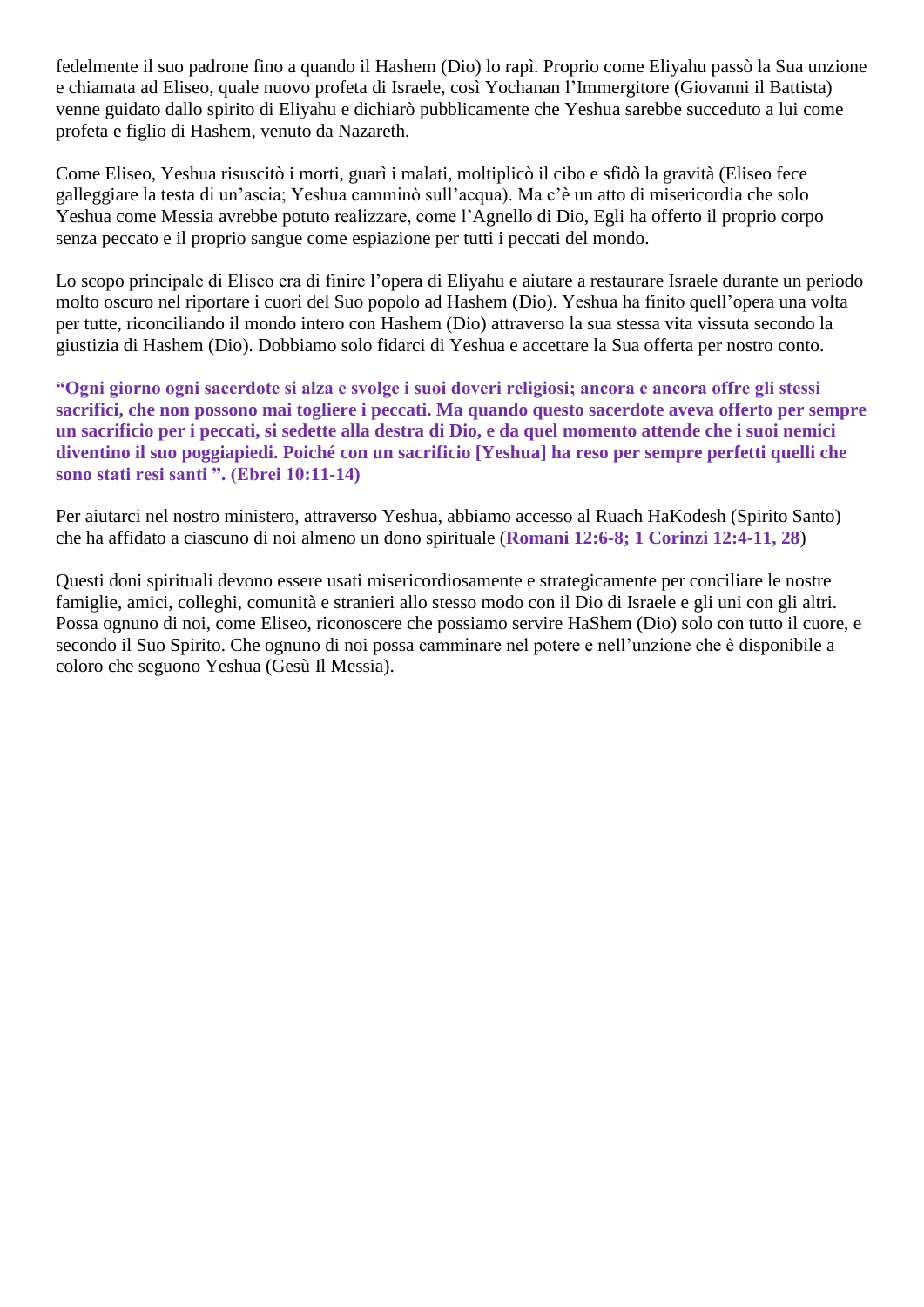fedelmente il suo padrone fino a quando il Hashem (Dio) lo rapì. Proprio come Eliyahu passò la Sua unzione e chiamata ad Eliseo, quale nuovo profeta di Israele, così Yochanan l'Immergitore (Giovanni il Battista) venne guidato dallo spirito di Eliyahu e dichiarò pubblicamente che Yeshua sarebbe succeduto a lui come profeta e figlio di Hashem, venuto da Nazareth.

Come Eliseo, Yeshua risuscitò i morti, guarì i malati, moltiplicò il cibo e sfidò la gravità (Eliseo fece galleggiare la testa di un'ascia; Yeshua camminò sull'acqua). Ma c'è un atto di misericordia che solo Yeshua come Messia avrebbe potuto realizzare, come l'Agnello di Dio, Egli ha offerto il proprio corpo senza peccato e il proprio sangue come espiazione per tutti i peccati del mondo.

Lo scopo principale di Eliseo era di finire l'opera di Eliyahu e aiutare a restaurare Israele durante un periodo molto oscuro nel riportare i cuori del Suo popolo ad Hashem (Dio). Yeshua ha finito quell'opera una volta per tutte, riconciliando il mondo intero con Hashem (Dio) attraverso la sua stessa vita vissuta secondo la giustizia di Hashem (Dio). Dobbiamo solo fidarci di Yeshua e accettare la Sua offerta per nostro conto.

**"Ogni giorno ogni sacerdote si alza e svolge i suoi doveri religiosi; ancora e ancora offre gli stessi sacrifici, che non possono mai togliere i peccati. Ma quando questo sacerdote aveva offerto per sempre un sacrificio per i peccati, si sedette alla destra di Dio, e da quel momento attende che i suoi nemici diventino il suo poggiapiedi. Poiché con un sacrificio [Yeshua] ha reso per sempre perfetti quelli che sono stati resi santi ". (Ebrei 10:11-14)**

Per aiutarci nel nostro ministero, attraverso Yeshua, abbiamo accesso al Ruach HaKodesh (Spirito Santo) che ha affidato a ciascuno di noi almeno un dono spirituale (**Romani 12:6-8; 1 Corinzi 12:4-11, 28**)

Questi doni spirituali devono essere usati misericordiosamente e strategicamente per conciliare le nostre famiglie, amici, colleghi, comunità e stranieri allo stesso modo con il Dio di Israele e gli uni con gli altri. Possa ognuno di noi, come Eliseo, riconoscere che possiamo servire HaShem (Dio) solo con tutto il cuore, e secondo il Suo Spirito. Che ognuno di noi possa camminare nel potere e nell'unzione che è disponibile a coloro che seguono Yeshua (Gesù Il Messia).